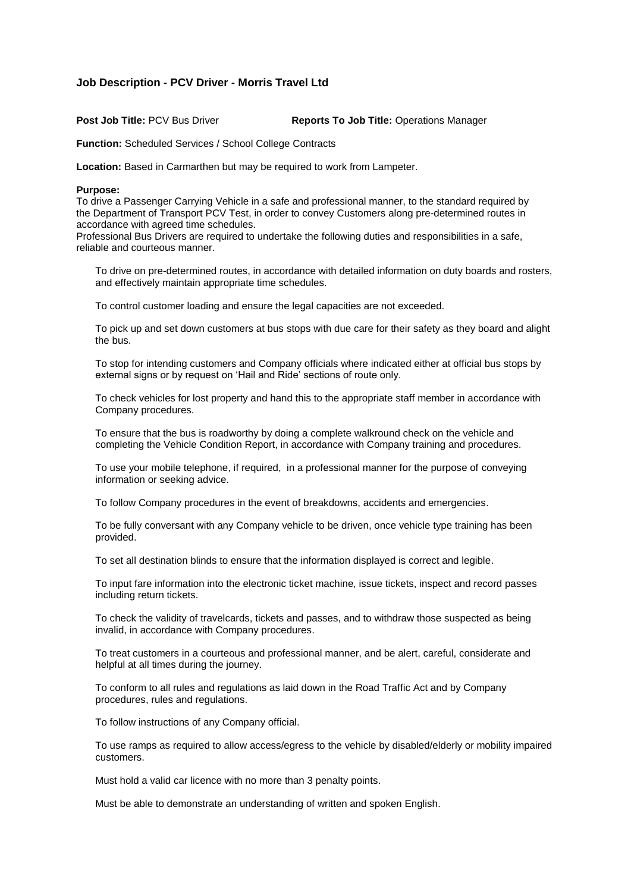### Job Description - PCV Driver - Morris Travel Ltd

**Post Job Title:** PCV Bus Driver **Reports To Job Title:** Operations Manager

**Function:** Scheduled Services / School College Contracts

**Location:** Based in Carmarthen but may be required to work from Lampeter.

**Purpose:**
To drive a Passenger Carrying Vehicle in a safe and professional manner, to the standard required by the Department of Transport PCV Test, in order to convey Customers along pre-determined routes in accordance with agreed time schedules.
Professional Bus Drivers are required to undertake the following duties and responsibilities in a safe, reliable and courteous manner.

To drive on pre-determined routes, in accordance with detailed information on duty boards and rosters, and effectively maintain appropriate time schedules.

To control customer loading and ensure the legal capacities are not exceeded.

To pick up and set down customers at bus stops with due care for their safety as they board and alight the bus.

To stop for intending customers and Company officials where indicated either at official bus stops by external signs or by request on 'Hail and Ride' sections of route only.

To check vehicles for lost property and hand this to the appropriate staff member in accordance with Company procedures.

To ensure that the bus is roadworthy by doing a complete walkround check on the vehicle and completing the Vehicle Condition Report, in accordance with Company training and procedures.

To use your mobile telephone, if required, in a professional manner for the purpose of conveying information or seeking advice.

To follow Company procedures in the event of breakdowns, accidents and emergencies.

To be fully conversant with any Company vehicle to be driven, once vehicle type training has been provided.

To set all destination blinds to ensure that the information displayed is correct and legible.

To input fare information into the electronic ticket machine, issue tickets, inspect and record passes including return tickets.

To check the validity of travelcards, tickets and passes, and to withdraw those suspected as being invalid, in accordance with Company procedures.

To treat customers in a courteous and professional manner, and be alert, careful, considerate and helpful at all times during the journey.

To conform to all rules and regulations as laid down in the Road Traffic Act and by Company procedures, rules and regulations.

To follow instructions of any Company official.

To use ramps as required to allow access/egress to the vehicle by disabled/elderly or mobility impaired customers.

Must hold a valid car licence with no more than 3 penalty points.

Must be able to demonstrate an understanding of written and spoken English.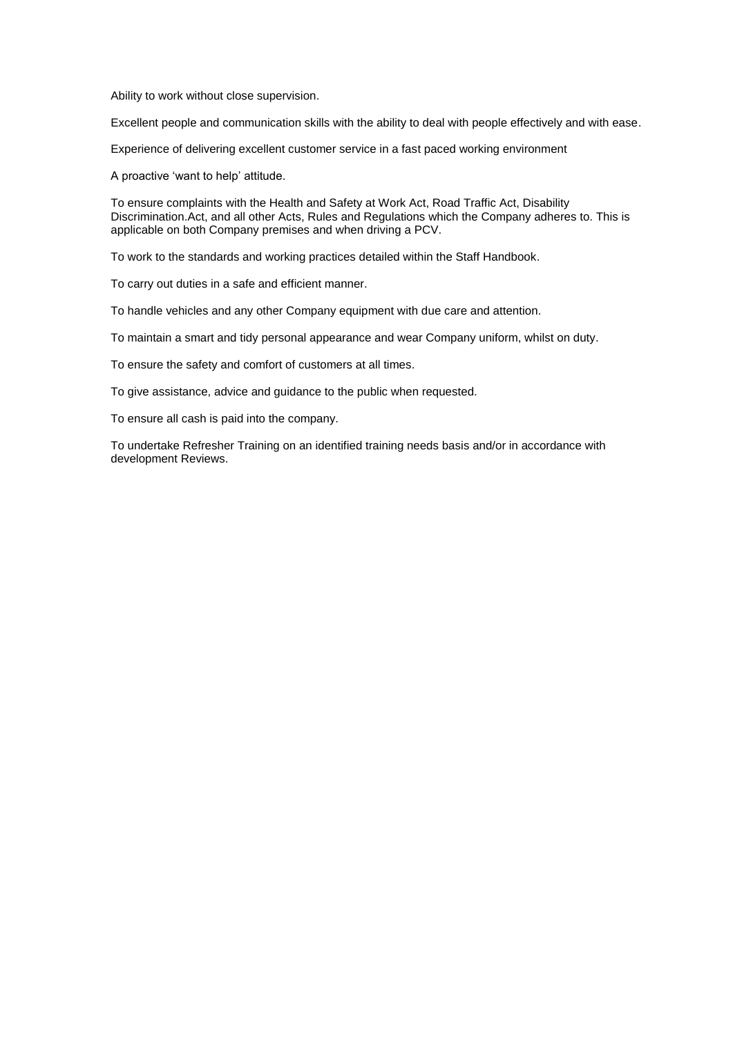Ability to work without close supervision.

Excellent people and communication skills with the ability to deal with people effectively and with ease.

Experience of delivering excellent customer service in a fast paced working environment

A proactive 'want to help' attitude.

To ensure complaints with the Health and Safety at Work Act, Road Traffic Act, Disability Discrimination.Act, and all other Acts, Rules and Regulations which the Company adheres to. This is applicable on both Company premises and when driving a PCV.

To work to the standards and working practices detailed within the Staff Handbook.

To carry out duties in a safe and efficient manner.

To handle vehicles and any other Company equipment with due care and attention.

To maintain a smart and tidy personal appearance and wear Company uniform, whilst on duty.

To ensure the safety and comfort of customers at all times.

To give assistance, advice and guidance to the public when requested.

To ensure all cash is paid into the company.

To undertake Refresher Training on an identified training needs basis and/or in accordance with development Reviews.